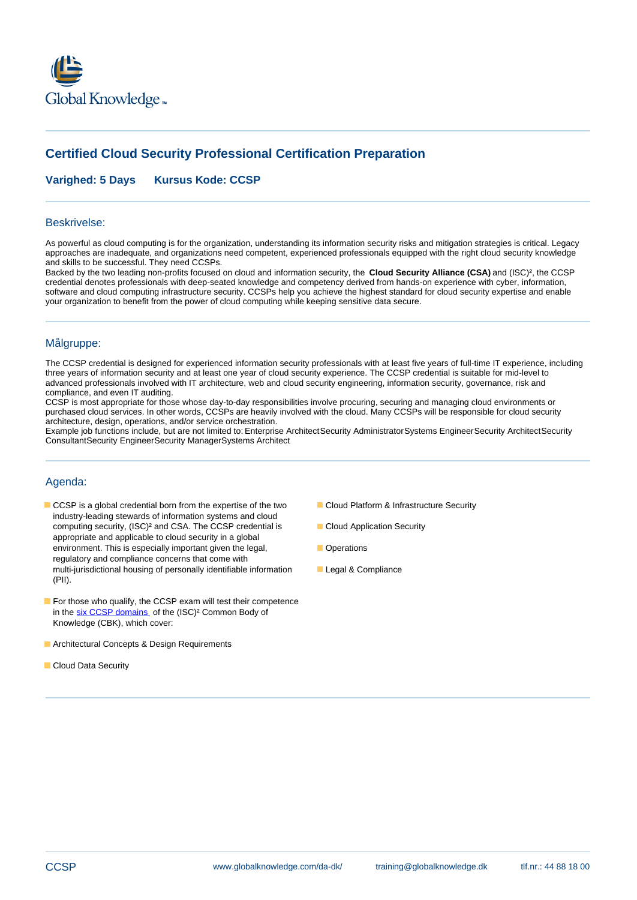Global Knowledge™

# Certified Cloud Security Professional Certification Preparation

**Varighed: 5 Days** **Kursus Kode: CCSP**

## Beskrivelse:

As powerful as cloud computing is for the organization, understanding its information security risks and mitigation strategies is critical. Legacy approaches are inadequate, and organizations need competent, experienced professionals equipped with the right cloud security knowledge and skills to be successful. They need CCSPs.
Backed by the two leading non-profits focused on cloud and information security, the **Cloud Security Alliance (CSA)** and (ISC)², the CCSP credential denotes professionals with deep-seated knowledge and competency derived from hands-on experience with cyber, information, software and cloud computing infrastructure security. CCSPs help you achieve the highest standard for cloud security expertise and enable your organization to benefit from the power of cloud computing while keeping sensitive data secure.

## Målgruppe:

The CCSP credential is designed for experienced information security professionals with at least five years of full-time IT experience, including three years of information security and at least one year of cloud security experience. The CCSP credential is suitable for mid-level to advanced professionals involved with IT architecture, web and cloud security engineering, information security, governance, risk and compliance, and even IT auditing.
CCSP is most appropriate for those whose day-to-day responsibilities involve procuring, securing and managing cloud environments or purchased cloud services. In other words, CCSPs are heavily involved with the cloud. Many CCSPs will be responsible for cloud security architecture, design, operations, and/or service orchestration.
Example job functions include, but are not limited to: Enterprise ArchitectSecurity AdministratorSystems EngineerSecurity ArchitectSecurity ConsultantSecurity EngineerSecurity ManagerSystems Architect

## Agenda:

- CCSP is a global credential born from the expertise of the two industry-leading stewards of information systems and cloud computing security, (ISC)² and CSA. The CCSP credential is appropriate and applicable to cloud security in a global environment. This is especially important given the legal, regulatory and compliance concerns that come with multi-jurisdictional housing of personally identifiable information (PII).
- For those who qualify, the CCSP exam will test their competence in the six CCSP domains of the (ISC)² Common Body of Knowledge (CBK), which cover:
- Architectural Concepts & Design Requirements
- Cloud Data Security
- Cloud Platform & Infrastructure Security
- Cloud Application Security
- Operations
- Legal & Compliance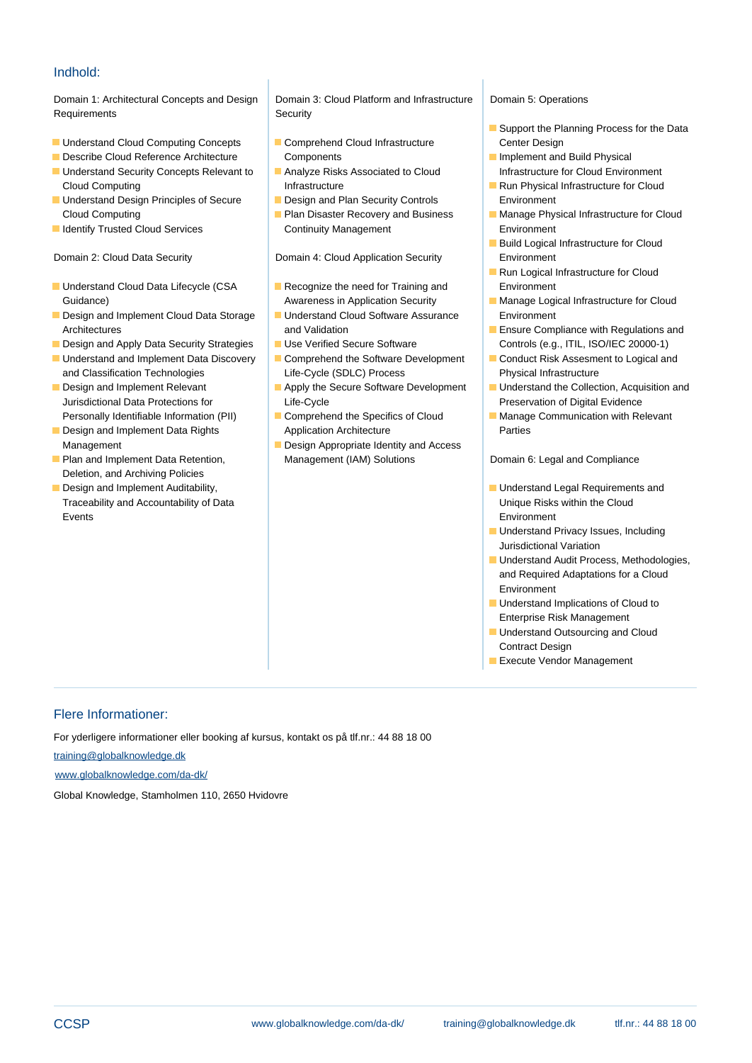## Indhold:

Domain 1: Architectural Concepts and Design Requirements

- Understand Cloud Computing Concepts
- Describe Cloud Reference Architecture
- Understand Security Concepts Relevant to Cloud Computing
- Understand Design Principles of Secure Cloud Computing
- Identify Trusted Cloud Services

Domain 2: Cloud Data Security

- Understand Cloud Data Lifecycle (CSA Guidance)
- Design and Implement Cloud Data Storage Architectures
- Design and Apply Data Security Strategies
- Understand and Implement Data Discovery and Classification Technologies
- Design and Implement Relevant Jurisdictional Data Protections for Personally Identifiable Information (PII)
- Design and Implement Data Rights Management
- Plan and Implement Data Retention, Deletion, and Archiving Policies
- Design and Implement Auditability, Traceability and Accountability of Data Events

Domain 3: Cloud Platform and Infrastructure Security

- Comprehend Cloud Infrastructure Components
- Analyze Risks Associated to Cloud Infrastructure
- Design and Plan Security Controls
- Plan Disaster Recovery and Business Continuity Management

Domain 4: Cloud Application Security

- Recognize the need for Training and Awareness in Application Security
- Understand Cloud Software Assurance and Validation
- Use Verified Secure Software
- Comprehend the Software Development Life-Cycle (SDLC) Process
- Apply the Secure Software Development Life-Cycle
- Comprehend the Specifics of Cloud Application Architecture
- Design Appropriate Identity and Access Management (IAM) Solutions

Domain 5: Operations

- Support the Planning Process for the Data Center Design
- Implement and Build Physical Infrastructure for Cloud Environment
- Run Physical Infrastructure for Cloud Environment
- Manage Physical Infrastructure for Cloud Environment
- Build Logical Infrastructure for Cloud Environment
- Run Logical Infrastructure for Cloud Environment
- Manage Logical Infrastructure for Cloud Environment
- Ensure Compliance with Regulations and Controls (e.g., ITIL, ISO/IEC 20000-1)
- Conduct Risk Assesment to Logical and Physical Infrastructure
- Understand the Collection, Acquisition and Preservation of Digital Evidence
- Manage Communication with Relevant Parties

Domain 6: Legal and Compliance

- Understand Legal Requirements and Unique Risks within the Cloud Environment
- Understand Privacy Issues, Including Jurisdictional Variation
- Understand Audit Process, Methodologies, and Required Adaptations for a Cloud Environment
- Understand Implications of Cloud to Enterprise Risk Management
- Understand Outsourcing and Cloud Contract Design
- Execute Vendor Management

## Flere Informationer:

For yderligere informationer eller booking af kursus, kontakt os på tlf.nr.: 44 88 18 00

training@globalknowledge.dk

www.globalknowledge.com/da-dk/

Global Knowledge, Stamholmen 110, 2650 Hvidovre